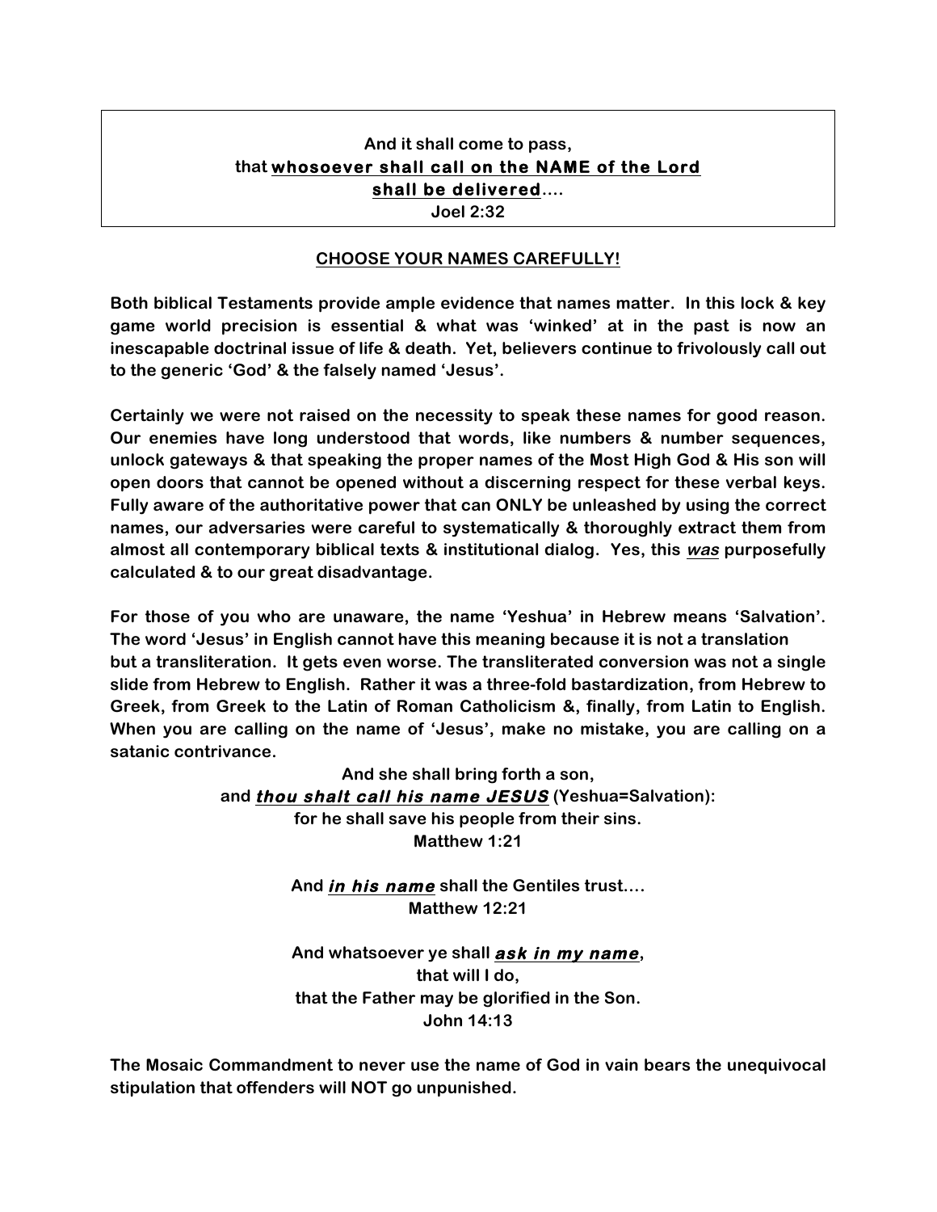> **And it shall come to pass,**
> **that <u>whosoever shall call on the NAME of the Lord</u>**
> **<u>shall be delivered</u>….**
> **Joel 2:32**

**<u>CHOOSE YOUR NAMES CAREFULLY!</u>**

**Both biblical Testaments provide ample evidence that names matter. In this lock & key game world precision is essential & what was 'winked' at in the past is now an inescapable doctrinal issue of life & death. Yet, believers continue to frivolously call out to the generic 'God' & the falsely named 'Jesus'.**

**Certainly we were not raised on the necessity to speak these names for good reason. Our enemies have long understood that words, like numbers & number sequences, unlock gateways & that speaking the proper names of the Most High God & His son will open doors that cannot be opened without a discerning respect for these verbal keys. Fully aware of the authoritative power that can ONLY be unleashed by using the correct names, our adversaries were careful to systematically & thoroughly extract them from almost all contemporary biblical texts & institutional dialog. Yes, this *<u>was</u>* purposefully calculated & to our great disadvantage.**

**For those of you who are unaware, the name 'Yeshua' in Hebrew means 'Salvation'. The word 'Jesus' in English cannot have this meaning because it is not a translation but a transliteration. It gets even worse. The transliterated conversion was not a single slide from Hebrew to English. Rather it was a three-fold bastardization, from Hebrew to Greek, from Greek to the Latin of Roman Catholicism &, finally, from Latin to English. When you are calling on the name of 'Jesus', make no mistake, you are calling on a satanic contrivance.**

**And she shall bring forth a son,**
**and *<u>thou shalt call his name JESUS</u>* (Yeshua=Salvation):**
**for he shall save his people from their sins.**
**Matthew 1:21**

**And *<u>in his name</u>* shall the Gentiles trust….**
**Matthew 12:21**

**And whatsoever ye shall *<u>ask in my name</u>*,**
**that will I do,**
**that the Father may be glorified in the Son.**
**John 14:13**

**The Mosaic Commandment to never use the name of God in vain bears the unequivocal stipulation that offenders will NOT go unpunished.**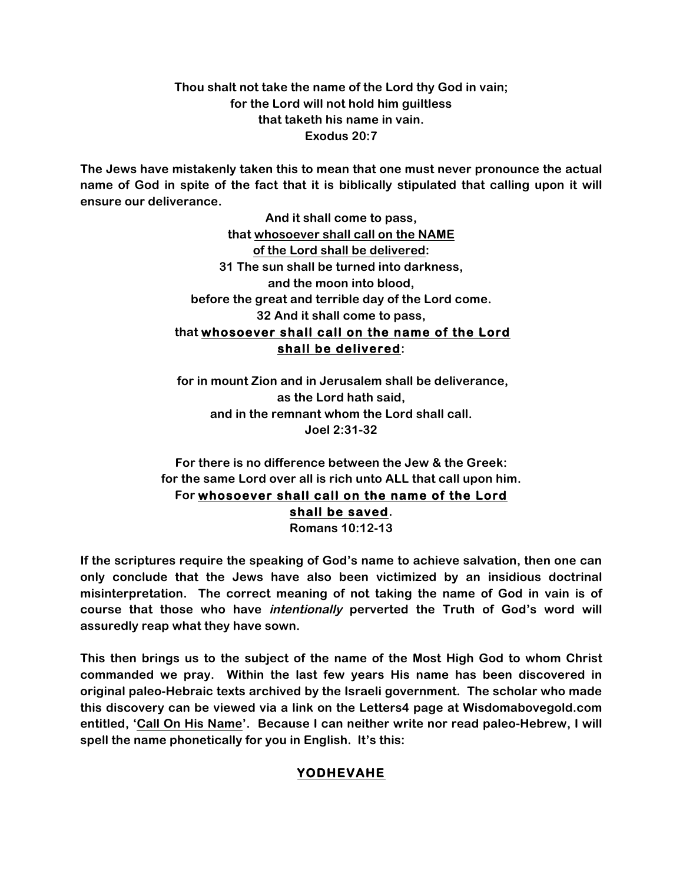**Thou shalt not take the name of the Lord thy God in vain;**
**for the Lord will not hold him guiltless**
**that taketh his name in vain.**
**Exodus 20:7**

**The Jews have mistakenly taken this to mean that one must never pronounce the actual name of God in spite of the fact that it is biblically stipulated that calling upon it will ensure our deliverance.**

**And it shall come to pass,**
**that <u>whosoever shall call on the NAME</u>**
**<u>of the Lord shall be delivered</u>:**
**31 The sun shall be turned into darkness,**
**and the moon into blood,**
**before the great and terrible day of the Lord come.**
**32 And it shall come to pass,**
**that <u>whosoever shall call on the name of the Lord</u>**
**<u>shall be delivered</u>:**

**for in mount Zion and in Jerusalem shall be deliverance,**
**as the Lord hath said,**
**and in the remnant whom the Lord shall call.**
**Joel 2:31-32**

**For there is no difference between the Jew & the Greek:**
**for the same Lord over all is rich unto ALL that call upon him.**
**For <u>whosoever shall call on the name of the Lord</u>**
**<u>shall be saved</u>.**
**Romans 10:12-13**

**If the scriptures require the speaking of God's name to achieve salvation, then one can only conclude that the Jews have also been victimized by an insidious doctrinal misinterpretation. The correct meaning of not taking the name of God in vain is of course that those who have *intentionally* perverted the Truth of God's word will assuredly reap what they have sown.**

**This then brings us to the subject of the name of the Most High God to whom Christ commanded we pray. Within the last few years His name has been discovered in original paleo-Hebraic texts archived by the Israeli government. The scholar who made this discovery can be viewed via a link on the Letters4 page at Wisdomabovegold.com entitled, '<u>Call On His Name</u>'. Because I can neither write nor read paleo-Hebrew, I will spell the name phonetically for you in English. It's this:**

**<u>YODHEVAHE</u>**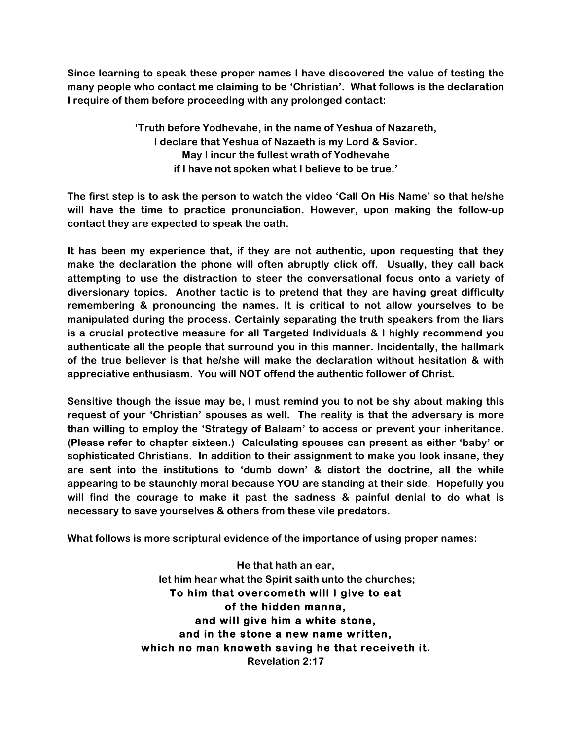**Since learning to speak these proper names I have discovered the value of testing the many people who contact me claiming to be 'Christian'. What follows is the declaration I require of them before proceeding with any prolonged contact:**

**'Truth before Yodhevahe, in the name of Yeshua of Nazareth,**
**I declare that Yeshua of Nazaeth is my Lord & Savior.**
**May I incur the fullest wrath of Yodhevahe**
**if I have not spoken what I believe to be true.'**

**The first step is to ask the person to watch the video 'Call On His Name' so that he/she will have the time to practice pronunciation. However, upon making the follow-up contact they are expected to speak the oath.**

**It has been my experience that, if they are not authentic, upon requesting that they make the declaration the phone will often abruptly click off. Usually, they call back attempting to use the distraction to steer the conversational focus onto a variety of diversionary topics. Another tactic is to pretend that they are having great difficulty remembering & pronouncing the names. It is critical to not allow yourselves to be manipulated during the process. Certainly separating the truth speakers from the liars is a crucial protective measure for all Targeted Individuals & I highly recommend you authenticate all the people that surround you in this manner. Incidentally, the hallmark of the true believer is that he/she will make the declaration without hesitation & with appreciative enthusiasm. You will NOT offend the authentic follower of Christ.**

**Sensitive though the issue may be, I must remind you to not be shy about making this request of your 'Christian' spouses as well. The reality is that the adversary is more than willing to employ the 'Strategy of Balaam' to access or prevent your inheritance. (Please refer to chapter sixteen.) Calculating spouses can present as either 'baby' or sophisticated Christians. In addition to their assignment to make you look insane, they are sent into the institutions to 'dumb down' & distort the doctrine, all the while appearing to be staunchly moral because YOU are standing at their side. Hopefully you will find the courage to make it past the sadness & painful denial to do what is necessary to save yourselves & others from these vile predators.**

**What follows is more scriptural evidence of the importance of using proper names:**

**He that hath an ear,**
**let him hear what the Spirit saith unto the churches;**
<u>**To him that overcometh will I give to eat**</u>
<u>**of the hidden manna,**</u>
<u>**and will give him a white stone,**</u>
<u>**and in the stone a new name written,**</u>
<u>**which no man knoweth saving he that receiveth it**</u>**.**
**Revelation 2:17**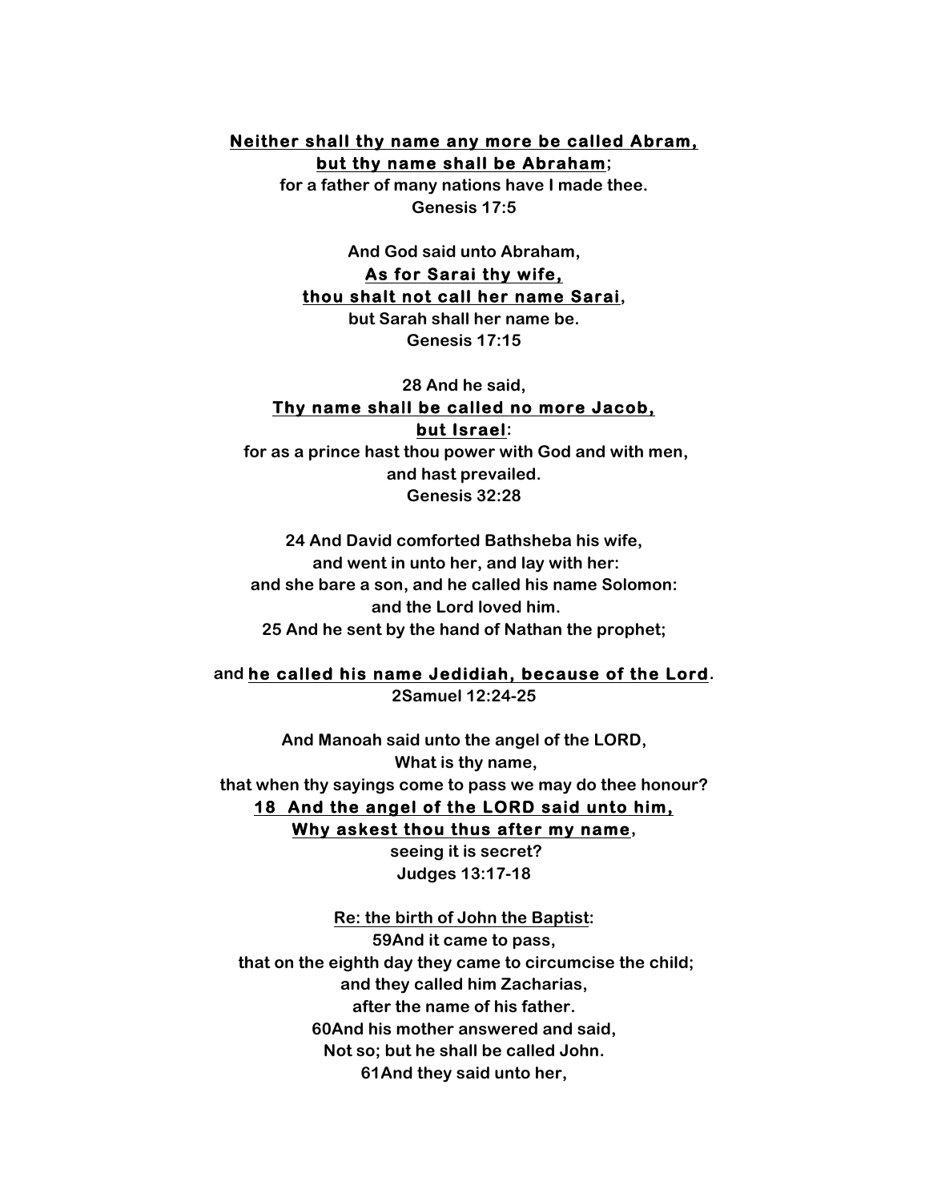**<u>Neither shall thy name any more be called Abram,</u>**
**<u>but thy name shall be Abraham</u>;**
**for a father of many nations have I made thee.**
**Genesis 17:5**

**And God said unto Abraham,**
**<u>As for Sarai thy wife,</u>**
**<u>thou shalt not call her name Sarai</u>,**
**but Sarah shall her name be.**
**Genesis 17:15**

**28 And he said,**
**<u>Thy name shall be called no more Jacob,</u>**
**<u>but Israel</u>:**
**for as a prince hast thou power with God and with men,**
**and hast prevailed.**
**Genesis 32:28**

**24 And David comforted Bathsheba his wife,**
**and went in unto her, and lay with her:**
**and she bare a son, and he called his name Solomon:**
**and the Lord loved him.**
**25 And he sent by the hand of Nathan the prophet;**

**and <u>he called his name Jedidiah, because of the Lord</u>.**
**2Samuel 12:24-25**

**And Manoah said unto the angel of the LORD,**
**What is thy name,**
**that when thy sayings come to pass we may do thee honour?**
**<u>18 And the angel of the LORD said unto him,</u>**
**<u>Why askest thou thus after my name</u>,**
**seeing it is secret?**
**Judges 13:17-18**

**<u>Re: the birth of John the Baptist</u>:**
**59And it came to pass,**
**that on the eighth day they came to circumcise the child;**
**and they called him Zacharias,**
**after the name of his father.**
**60And his mother answered and said,**
**Not so; but he shall be called John.**
**61And they said unto her,**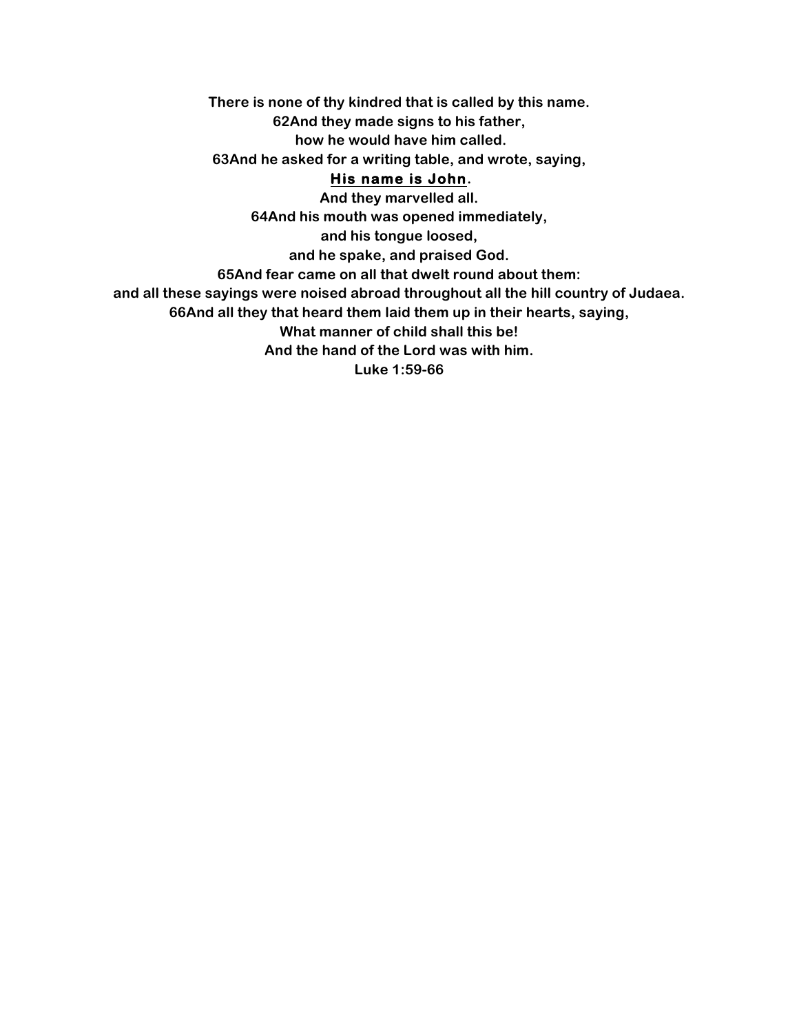**There is none of thy kindred that is called by this name.**
**62And they made signs to his father,**
**how he would have him called.**
**63And he asked for a writing table, and wrote, saying,**
**<u>His name is John</u>.**
**And they marvelled all.**
**64And his mouth was opened immediately,**
**and his tongue loosed,**
**and he spake, and praised God.**
**65And fear came on all that dwelt round about them:**
**and all these sayings were noised abroad throughout all the hill country of Judaea.**
**66And all they that heard them laid them up in their hearts, saying,**
**What manner of child shall this be!**
**And the hand of the Lord was with him.**
**Luke 1:59-66**